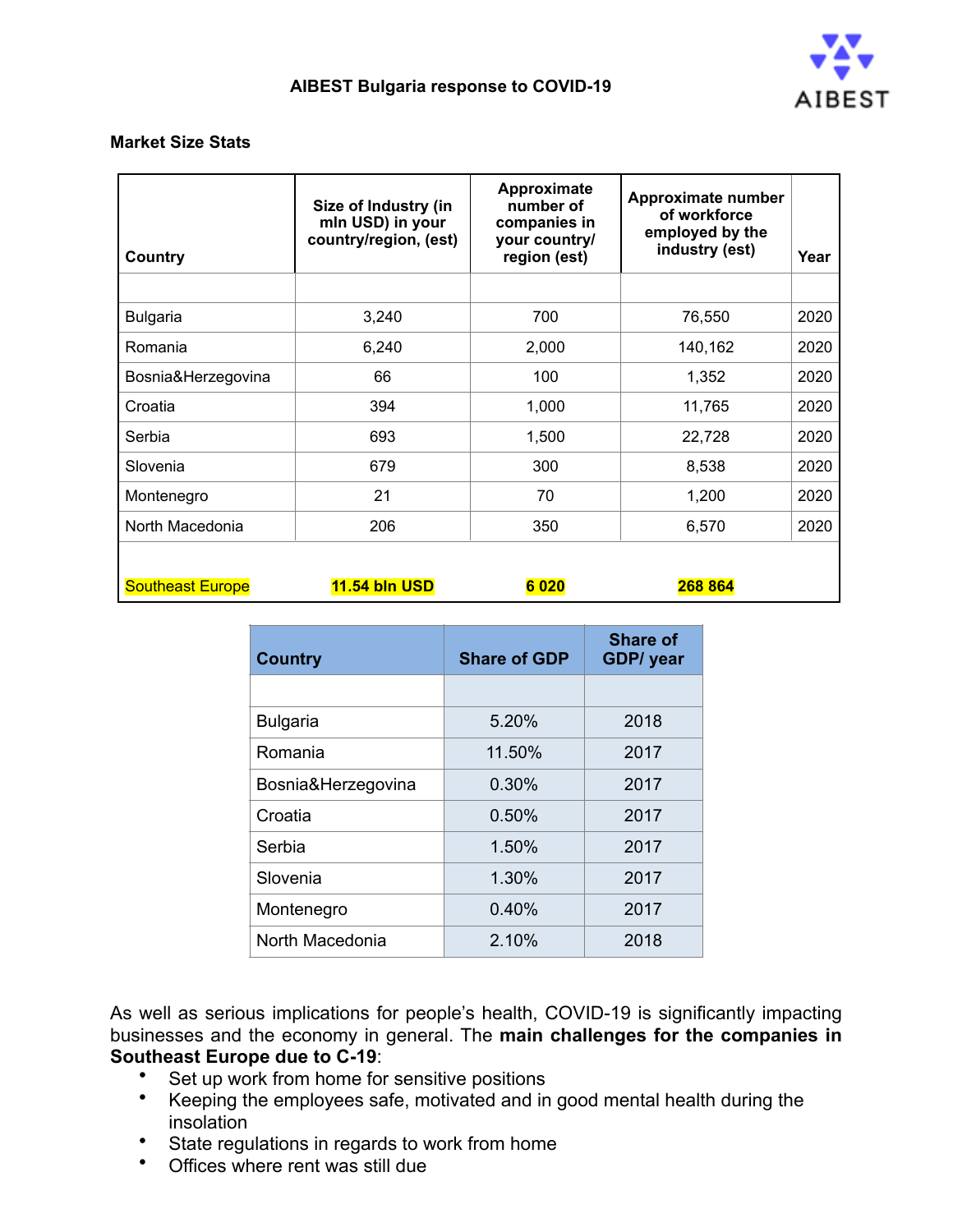# AIBEST Bulgaria response to COVID-19

**Market Size Stats**

| Country | Size of Industry (in mln USD) in your country/region, (est) | Approximate number of companies in your country/ region (est) | Approximate number of workforce employed by the industry (est) | Year |
|---|---|---|---|---|
| | | | | |
| Bulgaria | 3,240 | 700 | 76,550 | 2020 |
| Romania | 6,240 | 2,000 | 140,162 | 2020 |
| Bosnia&Herzegovina | 66 | 100 | 1,352 | 2020 |
| Croatia | 394 | 1,000 | 11,765 | 2020 |
| Serbia | 693 | 1,500 | 22,728 | 2020 |
| Slovenia | 679 | 300 | 8,538 | 2020 |
| Montenegro | 21 | 70 | 1,200 | 2020 |
| North Macedonia | 206 | 350 | 6,570 | 2020 |
| Southeast Europe | **11.54 bln USD** | **6 020** | **268 864** | |

| Country | Share of GDP | Share of GDP/ year |
|---|---|---|
| | | |
| Bulgaria | 5.20% | 2018 |
| Romania | 11.50% | 2017 |
| Bosnia&Herzegovina | 0.30% | 2017 |
| Croatia | 0.50% | 2017 |
| Serbia | 1.50% | 2017 |
| Slovenia | 1.30% | 2017 |
| Montenegro | 0.40% | 2017 |
| North Macedonia | 2.10% | 2018 |

As well as serious implications for people's health, COVID-19 is significantly impacting businesses and the economy in general. The **main challenges for the companies in Southeast Europe due to C-19**:

- Set up work from home for sensitive positions
- Keeping the employees safe, motivated and in good mental health during the insolation
- State regulations in regards to work from home
- Offices where rent was still due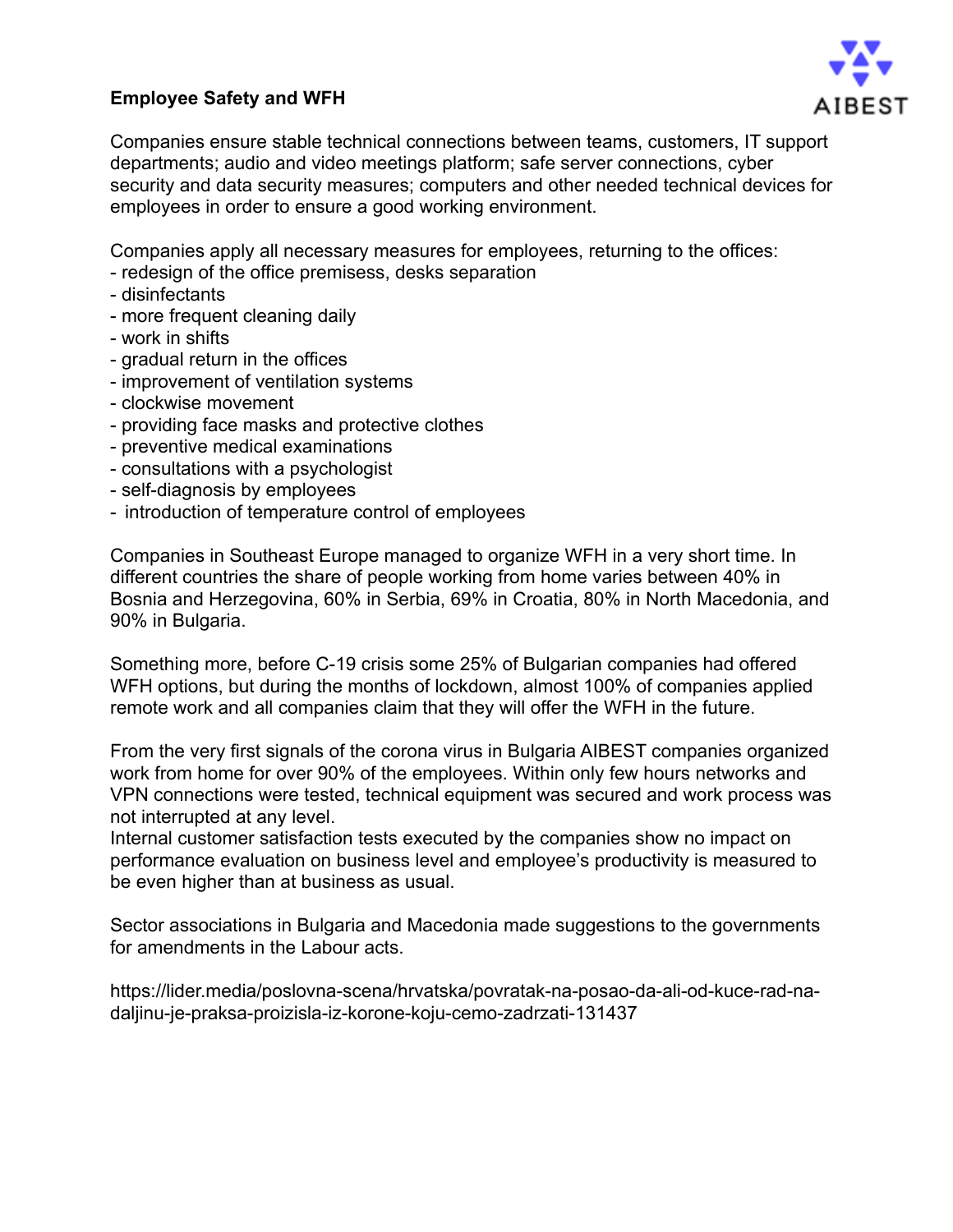**Employee Safety and WFH**

Companies ensure stable technical connections between teams, customers, IT support departments; audio and video meetings platform; safe server connections, cyber security and data security measures; computers and other needed technical devices for employees in order to ensure a good working environment.

Companies apply all necessary measures for employees, returning to the offices:
- redesign of the office premisess, desks separation
- disinfectants
- more frequent cleaning daily
- work in shifts
- gradual return in the offices
- improvement of ventilation systems
- clockwise movement
- providing face masks and protective clothes
- preventive medical examinations
- consultations with a psychologist
- self-diagnosis by employees
- introduction of temperature control of employees

Companies in Southeast Europe managed to organize WFH in a very short time. In different countries the share of people working from home varies between 40% in Bosnia and Herzegovina, 60% in Serbia, 69% in Croatia, 80% in North Macedonia, and 90% in Bulgaria.

Something more, before C-19 crisis some 25% of Bulgarian companies had offered WFH options, but during the months of lockdown, almost 100% of companies applied remote work and all companies claim that they will offer the WFH in the future.

From the very first signals of the corona virus in Bulgaria AIBEST companies organized work from home for over 90% of the employees. Within only few hours networks and VPN connections were tested, technical equipment was secured and work process was not interrupted at any level.
Internal customer satisfaction tests executed by the companies show no impact on performance evaluation on business level and employee's productivity is measured to be even higher than at business as usual.

Sector associations in Bulgaria and Macedonia made suggestions to the governments for amendments in the Labour acts.

https://lider.media/poslovna-scena/hrvatska/povratak-na-posao-da-ali-od-kuce-rad-na-daljinu-je-praksa-proizisla-iz-korone-koju-cemo-zadrzati-131437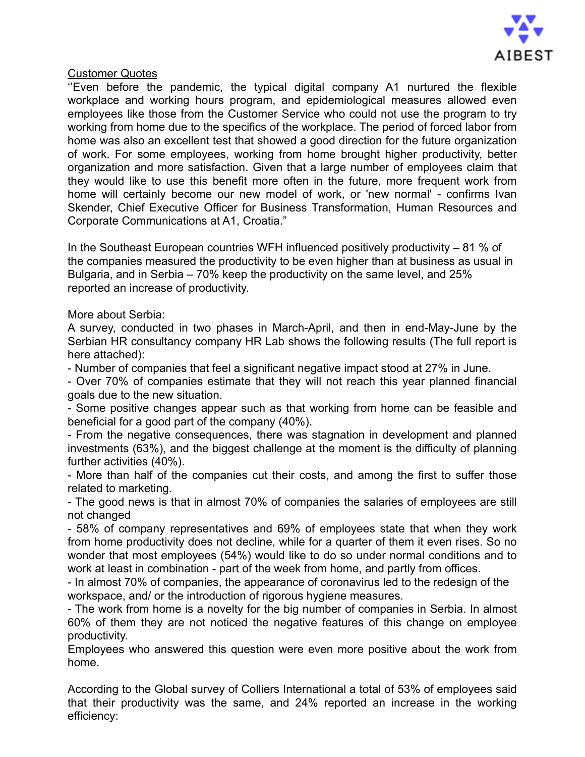Customer Quotes

''Even before the pandemic, the typical digital company A1 nurtured the flexible workplace and working hours program, and epidemiological measures allowed even employees like those from the Customer Service who could not use the program to try working from home due to the specifics of the workplace. The period of forced labor from home was also an excellent test that showed a good direction for the future organization of work. For some employees, working from home brought higher productivity, better organization and more satisfaction. Given that a large number of employees claim that they would like to use this benefit more often in the future, more frequent work from home will certainly become our new model of work, or 'new normal' - confirms Ivan Skender, Chief Executive Officer for Business Transformation, Human Resources and Corporate Communications at A1, Croatia."

In the Southeast European countries WFH influenced positively productivity – 81 % of the companies measured the productivity to be even higher than at business as usual in Bulgaria, and in Serbia – 70% keep the productivity on the same level, and 25% reported an increase of productivity.

More about Serbia:

A survey, conducted in two phases in March-April, and then in end-May-June by the Serbian HR consultancy company HR Lab shows the following results (The full report is here attached):

- Number of companies that feel a significant negative impact stood at 27% in June.
- Over 70% of companies estimate that they will not reach this year planned financial goals due to the new situation.
- Some positive changes appear such as that working from home can be feasible and beneficial for a good part of the company (40%).
- From the negative consequences, there was stagnation in development and planned investments (63%), and the biggest challenge at the moment is the difficulty of planning further activities (40%).
- More than half of the companies cut their costs, and among the first to suffer those related to marketing.
- The good news is that in almost 70% of companies the salaries of employees are still not changed
- 58% of company representatives and 69% of employees state that when they work from home productivity does not decline, while for a quarter of them it even rises. So no wonder that most employees (54%) would like to do so under normal conditions and to work at least in combination - part of the week from home, and partly from offices.
- In almost 70% of companies, the appearance of coronavirus led to the redesign of the workspace, and/ or the introduction of rigorous hygiene measures.
- The work from home is a novelty for the big number of companies in Serbia. In almost 60% of them they are not noticed the negative features of this change on employee productivity.

Employees who answered this question were even more positive about the work from home.

According to the Global survey of Colliers International a total of 53% of employees said that their productivity was the same, and 24% reported an increase in the working efficiency: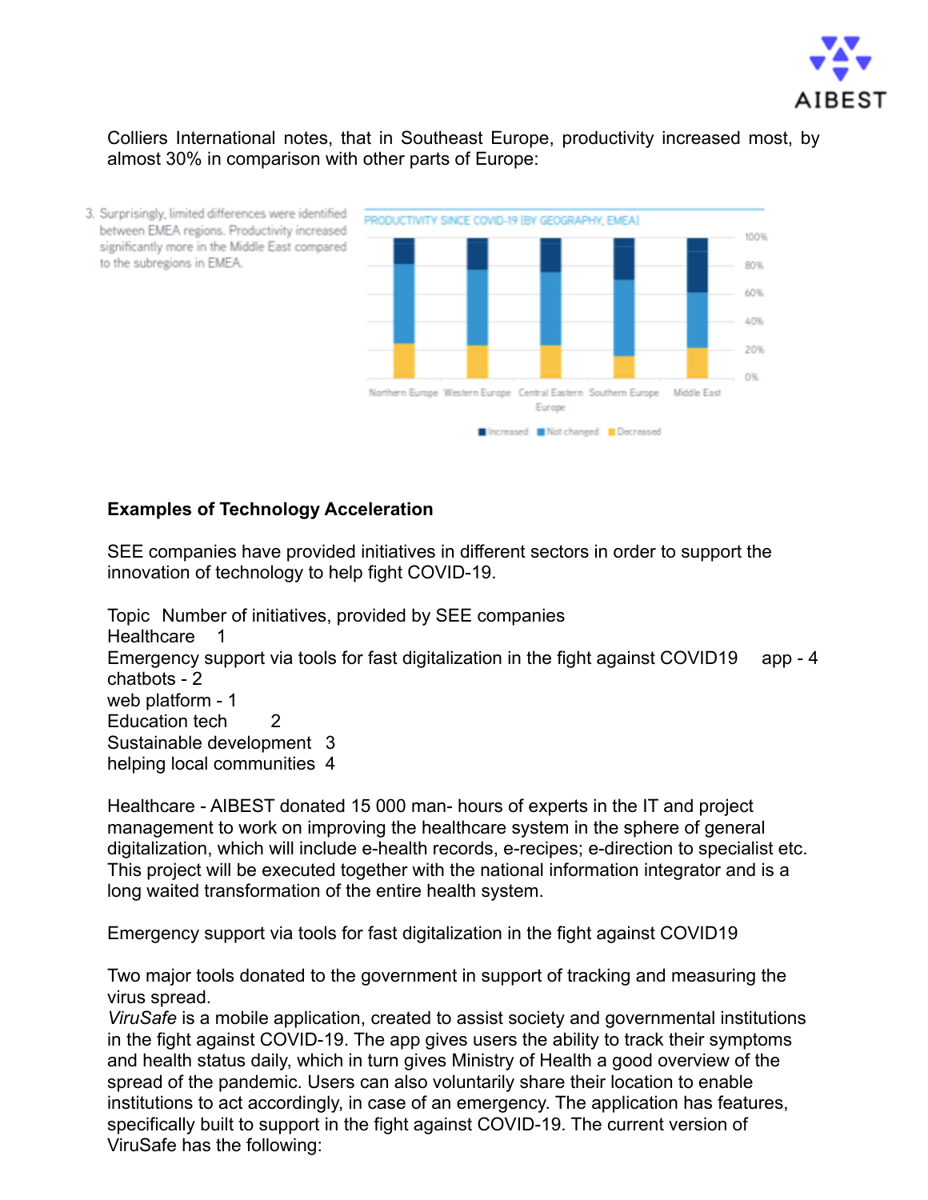Colliers International notes, that in Southeast Europe, productivity increased most, by almost 30% in comparison with other parts of Europe:

3. Surprisingly, limited differences were identified between EMEA regions. Productivity increased significantly more in the Middle East compared to the subregions in EMEA.

PRODUCTIVITY SINCE COVID-19 [BY GEOGRAPHY, EMEA]

Northern Europe, Western Europe, Central Eastern Europe, Southern Europe, Middle East

Increased, Not changed, Decreased

**Examples of Technology Acceleration**

SEE companies have provided initiatives in different sectors in order to support the innovation of technology to help fight COVID-19.

| Topic | Number of initiatives, provided by SEE companies |
|---|---|
| Healthcare | 1 |
| Emergency support via tools for fast digitalization in the fight against COVID19 | app - 4<br>chatbots - 2<br>web platform - 1 |
| Education tech | 2 |
| Sustainable development | 3 |
| helping local communities | 4 |

Healthcare - AIBEST donated 15 000 man- hours of experts in the IT and project management to work on improving the healthcare system in the sphere of general digitalization, which will include e-health records, e-recipes; e-direction to specialist etc. This project will be executed together with the national information integrator and is a long waited transformation of the entire health system.

Emergency support via tools for fast digitalization in the fight against COVID19

Two major tools donated to the government in support of tracking and measuring the virus spread.
*ViruSafe* is a mobile application, created to assist society and governmental institutions in the fight against COVID-19. The app gives users the ability to track their symptoms and health status daily, which in turn gives Ministry of Health a good overview of the spread of the pandemic. Users can also voluntarily share their location to enable institutions to act accordingly, in case of an emergency. The application has features, specifically built to support in the fight against COVID-19. The current version of ViruSafe has the following: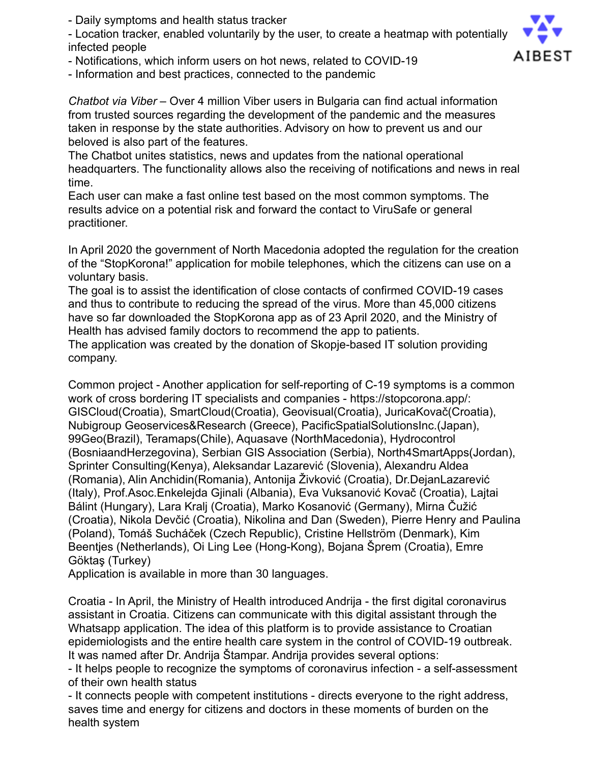- Daily symptoms and health status tracker
- Location tracker, enabled voluntarily by the user, to create a heatmap with potentially infected people
- Notifications, which inform users on hot news, related to COVID-19
- Information and best practices, connected to the pandemic

*Chatbot via Viber* – Over 4 million Viber users in Bulgaria can find actual information from trusted sources regarding the development of the pandemic and the measures taken in response by the state authorities. Advisory on how to prevent us and our beloved is also part of the features.
The Chatbot unites statistics, news and updates from the national operational headquarters. The functionality allows also the receiving of notifications and news in real time.
Each user can make a fast online test based on the most common symptoms. The results advice on a potential risk and forward the contact to ViruSafe or general practitioner.

In April 2020 the government of North Macedonia adopted the regulation for the creation of the "StopKorona!" application for mobile telephones, which the citizens can use on a voluntary basis.
The goal is to assist the identification of close contacts of confirmed COVID-19 cases and thus to contribute to reducing the spread of the virus. More than 45,000 citizens have so far downloaded the StopKorona app as of 23 April 2020, and the Ministry of Health has advised family doctors to recommend the app to patients.
The application was created by the donation of Skopje-based IT solution providing company.

Common project - Another application for self-reporting of C-19 symptoms is a common work of cross bordering IT specialists and companies - https://stopcorona.app/: GISCloud(Croatia), SmartCloud(Croatia), Geovisual(Croatia), JuricaKovač(Croatia), Nubigroup Geoservices&Research (Greece), PacificSpatialSolutionsInc.(Japan), 99Geo(Brazil), Teramaps(Chile), Aquasave (NorthMacedonia), Hydrocontrol (BosniaandHerzegovina), Serbian GIS Association (Serbia), North4SmartApps(Jordan), Sprinter Consulting(Kenya), Aleksandar Lazarević (Slovenia), Alexandru Aldea (Romania), Alin Anchidin(Romania), Antonija Živković (Croatia), Dr.DejanLazarević (Italy), Prof.Asoc.Enkelejda Gjinali (Albania), Eva Vuksanović Kovač (Croatia), Lajtai Bálint (Hungary), Lara Kralj (Croatia), Marko Kosanović (Germany), Mirna Čužić (Croatia), Nikola Devčić (Croatia), Nikolina and Dan (Sweden), Pierre Henry and Paulina (Poland), Tomáš Sucháček (Czech Republic), Cristine Hellström (Denmark), Kim Beentjes (Netherlands), Oi Ling Lee (Hong-Kong), Bojana Šprem (Croatia), Emre Göktaş (Turkey)
Application is available in more than 30 languages.

Croatia - In April, the Ministry of Health introduced Andrija - the first digital coronavirus assistant in Croatia. Citizens can communicate with this digital assistant through the Whatsapp application. The idea of this platform is to provide assistance to Croatian epidemiologists and the entire health care system in the control of COVID-19 outbreak. It was named after Dr. Andrija Štampar. Andrija provides several options:
- It helps people to recognize the symptoms of coronavirus infection - a self-assessment of their own health status
- It connects people with competent institutions - directs everyone to the right address, saves time and energy for citizens and doctors in these moments of burden on the health system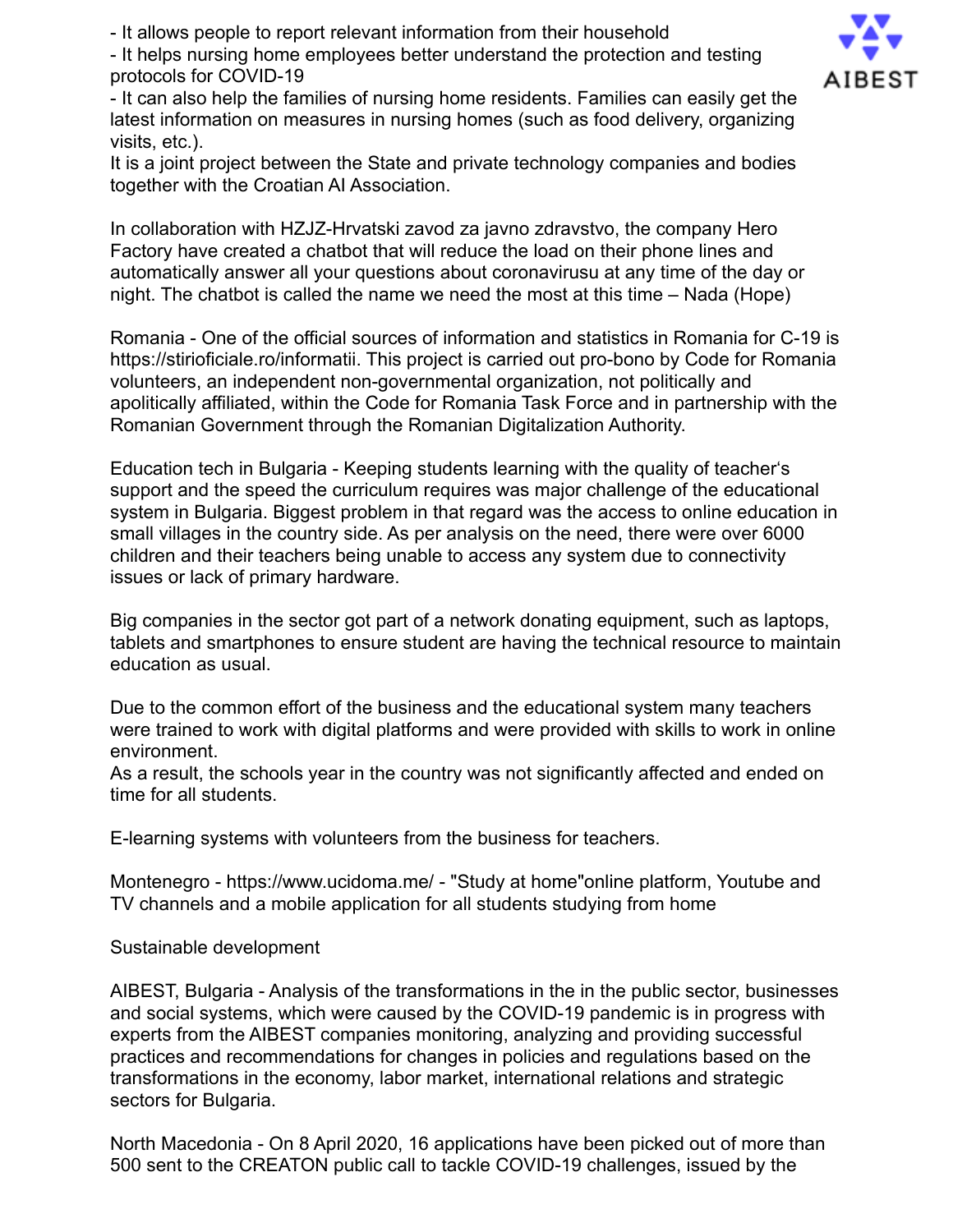- It allows people to report relevant information from their household
- It helps nursing home employees better understand the protection and testing protocols for COVID-19
- It can also help the families of nursing home residents. Families can easily get the latest information on measures in nursing homes (such as food delivery, organizing visits, etc.).

It is a joint project between the State and private technology companies and bodies together with the Croatian AI Association.

In collaboration with HZJZ-Hrvatski zavod za javno zdravstvo, the company Hero Factory have created a chatbot that will reduce the load on their phone lines and automatically answer all your questions about coronavirusu at any time of the day or night. The chatbot is called the name we need the most at this time – Nada (Hope)

Romania - One of the official sources of information and statistics in Romania for C-19 is https://stirioficiale.ro/informatii. This project is carried out pro-bono by Code for Romania volunteers, an independent non-governmental organization, not politically and apolitically affiliated, within the Code for Romania Task Force and in partnership with the Romanian Government through the Romanian Digitalization Authority.

Education tech in Bulgaria - Keeping students learning with the quality of teacher's support and the speed the curriculum requires was major challenge of the educational system in Bulgaria. Biggest problem in that regard was the access to online education in small villages in the country side. As per analysis on the need, there were over 6000 children and their teachers being unable to access any system due to connectivity issues or lack of primary hardware.

Big companies in the sector got part of a network donating equipment, such as laptops, tablets and smartphones to ensure student are having the technical resource to maintain education as usual.

Due to the common effort of the business and the educational system many teachers were trained to work with digital platforms and were provided with skills to work in online environment.
As a result, the schools year in the country was not significantly affected and ended on time for all students.

E-learning systems with volunteers from the business for teachers.

Montenegro - https://www.ucidoma.me/ - "Study at home"online platform, Youtube and TV channels and a mobile application for all students studying from home

Sustainable development

AIBEST, Bulgaria - Analysis of the transformations in the in the public sector, businesses and social systems, which were caused by the COVID-19 pandemic is in progress with experts from the AIBEST companies monitoring, analyzing and providing successful practices and recommendations for changes in policies and regulations based on the transformations in the economy, labor market, international relations and strategic sectors for Bulgaria.

North Macedonia - On 8 April 2020, 16 applications have been picked out of more than 500 sent to the CREATON public call to tackle COVID-19 challenges, issued by the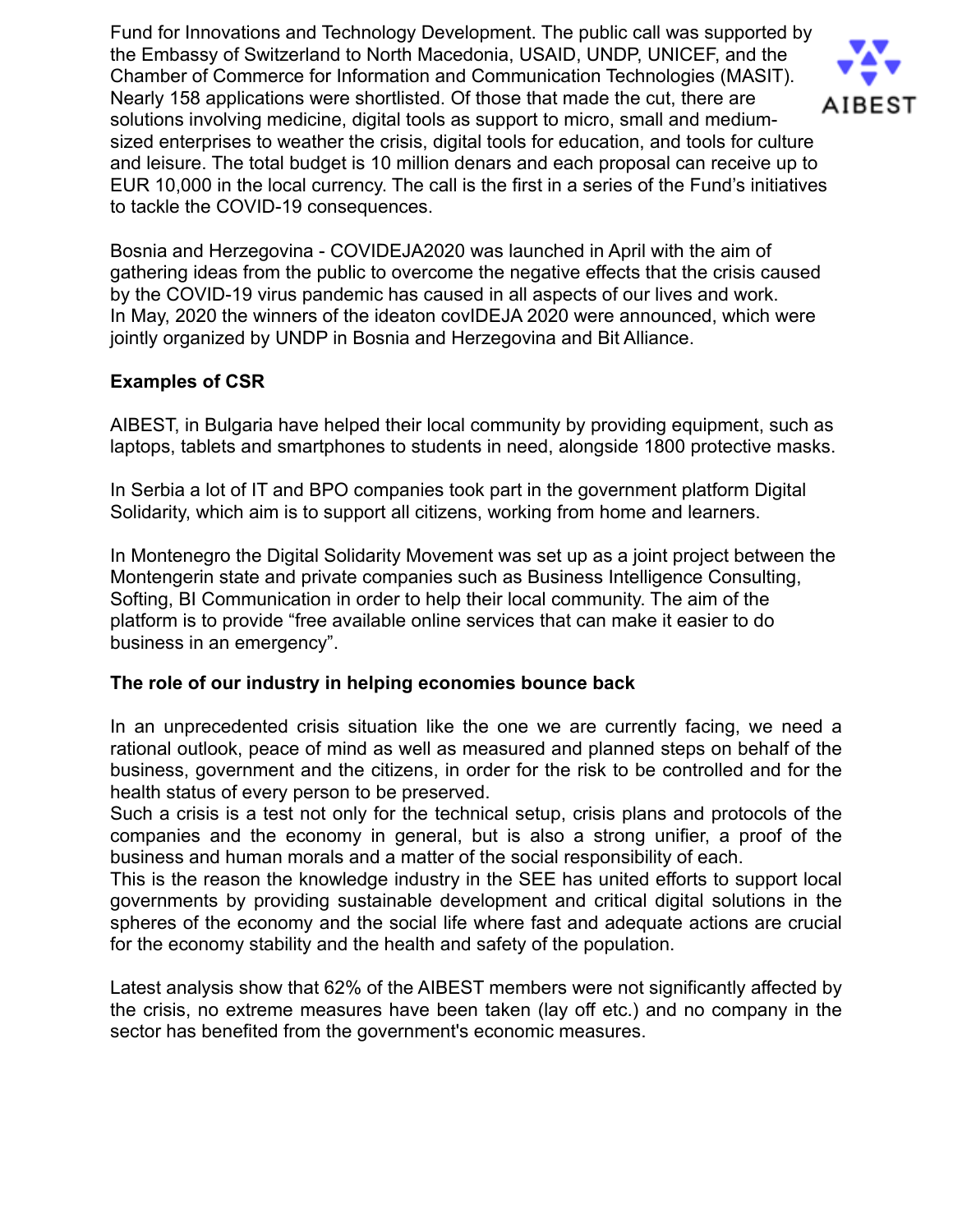Fund for Innovations and Technology Development. The public call was supported by the Embassy of Switzerland to North Macedonia, USAID, UNDP, UNICEF, and the Chamber of Commerce for Information and Communication Technologies (MASIT). Nearly 158 applications were shortlisted. Of those that made the cut, there are solutions involving medicine, digital tools as support to micro, small and medium-sized enterprises to weather the crisis, digital tools for education, and tools for culture and leisure. The total budget is 10 million denars and each proposal can receive up to EUR 10,000 in the local currency. The call is the first in a series of the Fund's initiatives to tackle the COVID-19 consequences.

Bosnia and Herzegovina - COVIDEJA2020 was launched in April with the aim of gathering ideas from the public to overcome the negative effects that the crisis caused by the COVID-19 virus pandemic has caused in all aspects of our lives and work.
In May, 2020 the winners of the ideaton covIDEJA 2020 were announced, which were jointly organized by UNDP in Bosnia and Herzegovina and Bit Alliance.

**Examples of CSR**

AIBEST, in Bulgaria have helped their local community by providing equipment, such as laptops, tablets and smartphones to students in need, alongside 1800 protective masks.

In Serbia a lot of IT and BPO companies took part in the government platform Digital Solidarity, which aim is to support all citizens, working from home and learners.

In Montenegro the Digital Solidarity Movement was set up as a joint project between the Montengerin state and private companies such as Business Intelligence Consulting, Softing, BI Communication in order to help their local community. The aim of the platform is to provide "free available online services that can make it easier to do business in an emergency".

**The role of our industry in helping economies bounce back**

In an unprecedented crisis situation like the one we are currently facing, we need a rational outlook, peace of mind as well as measured and planned steps on behalf of the business, government and the citizens, in order for the risk to be controlled and for the health status of every person to be preserved.
Such a crisis is a test not only for the technical setup, crisis plans and protocols of the companies and the economy in general, but is also a strong unifier, a proof of the business and human morals and a matter of the social responsibility of each.
This is the reason the knowledge industry in the SEE has united efforts to support local governments by providing sustainable development and critical digital solutions in the spheres of the economy and the social life where fast and adequate actions are crucial for the economy stability and the health and safety of the population.

Latest analysis show that 62% of the AIBEST members were not significantly affected by the crisis, no extreme measures have been taken (lay off etc.) and no company in the sector has benefited from the government's economic measures.